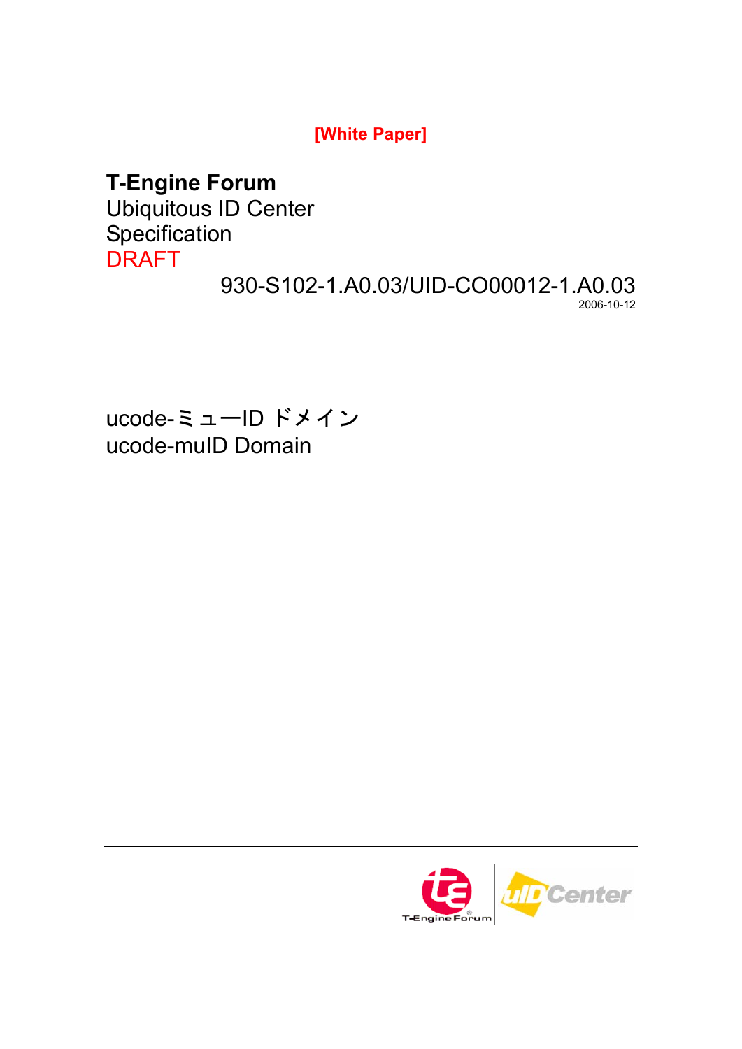**[White Paper]**

**T-Engine Forum**
Ubiquitous ID Center
Specification
DRAFT

930-S102-1.A0.03/UID-CO00012-1.A0.03

2006-10-12

---

# ucode-ミューID ドメイン
# ucode-muID Domain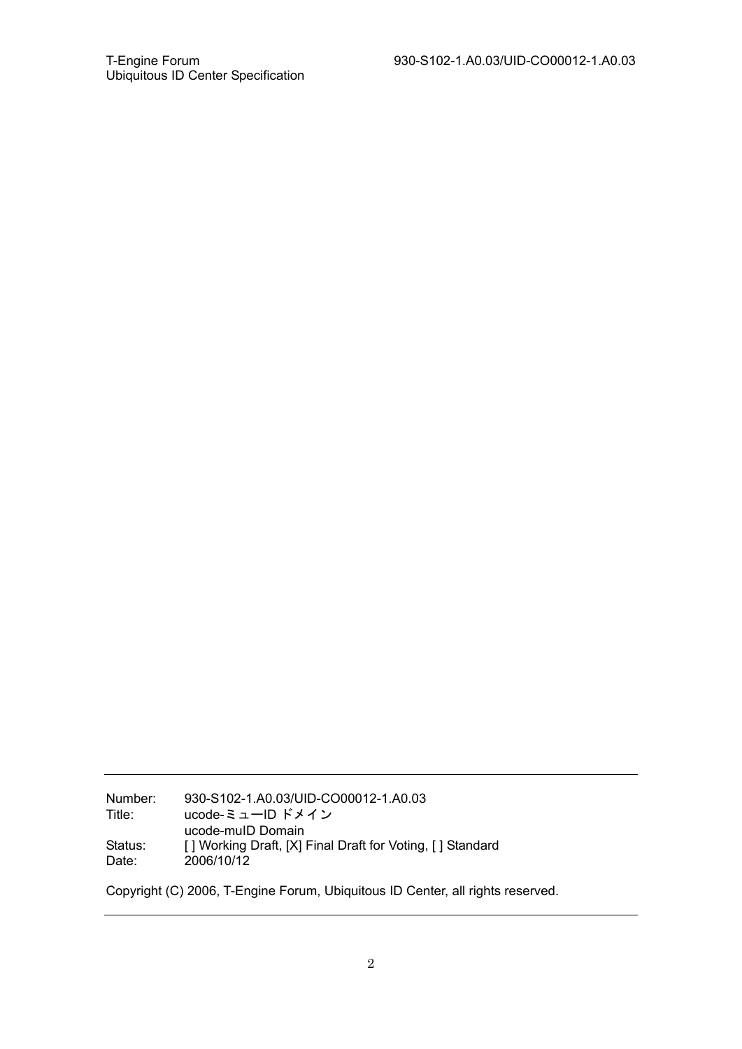| | |
|---|---|
| Number: | 930-S102-1.A0.03/UID-CO00012-1.A0.03 |
| Title: | ucode-ミューID ドメイン<br>ucode-muID Domain |
| Status: | [ ] Working Draft, [X] Final Draft for Voting, [ ] Standard |
| Date: | 2006/10/12 |

Copyright (C) 2006, T-Engine Forum, Ubiquitous ID Center, all rights reserved.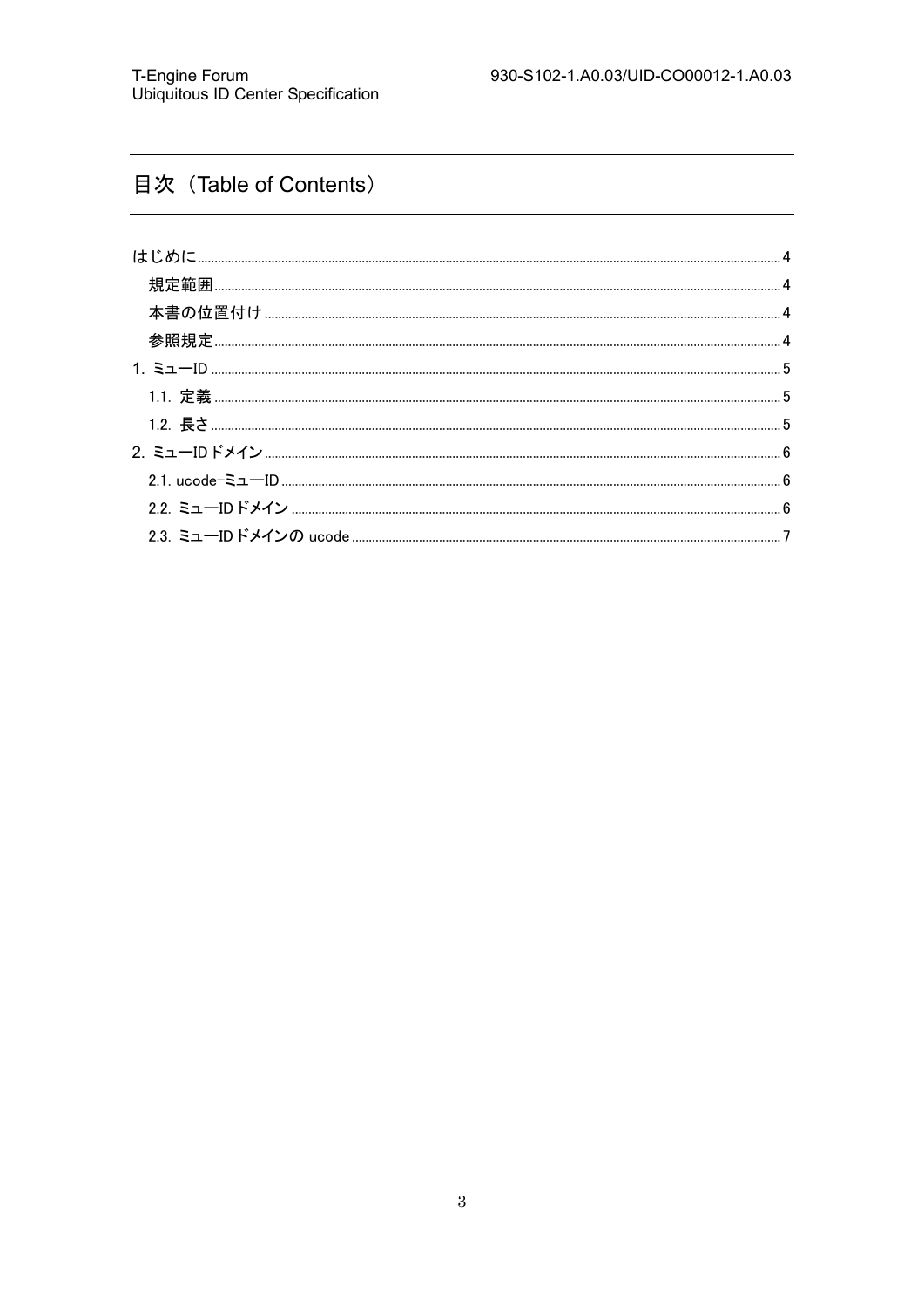# 目次（Table of Contents）

はじめに........................................................................................................................................................4

　規定範囲.....................................................................................................................................................4

　本書の位置付け..........................................................................................................................................4

　参照規定.....................................................................................................................................................4

1. ミューID....................................................................................................................................................5

　1.1. 定義......................................................................................................................................................5

　1.2. 長さ......................................................................................................................................................5

2. ミューIDドメイン.......................................................................................................................................6

　2.1. ucode-ミューID.....................................................................................................................................6

　2.2. ミューIDドメイン..................................................................................................................................6

　2.3. ミューIDドメインの ucode....................................................................................................................7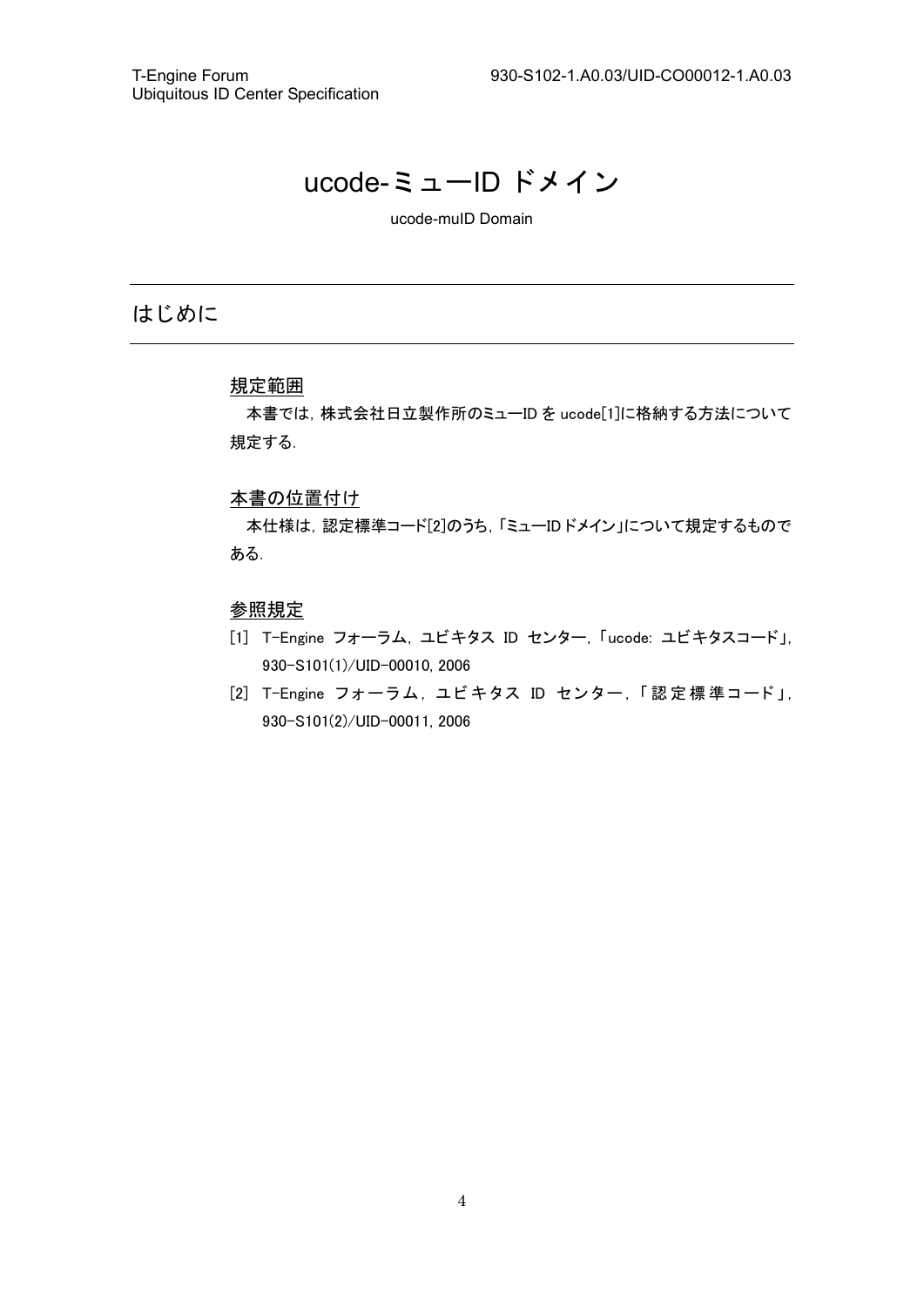# ucode-ミューID ドメイン

ucode-muID Domain

## はじめに

### 規定範囲

本書では，株式会社日立製作所のミューID を ucode[1]に格納する方法について規定する．

### 本書の位置付け

本仕様は，認定標準コード[2]のうち，「ミューID ドメイン」について規定するものである．

### 参照規定

[1] T-Engine フォーラム，ユビキタス ID センター，「ucode: ユビキタスコード」，930-S101(1)/UID-00010, 2006

[2] T-Engine フォーラム，ユビキタス ID センター，「認定標準コード」，930-S101(2)/UID-00011, 2006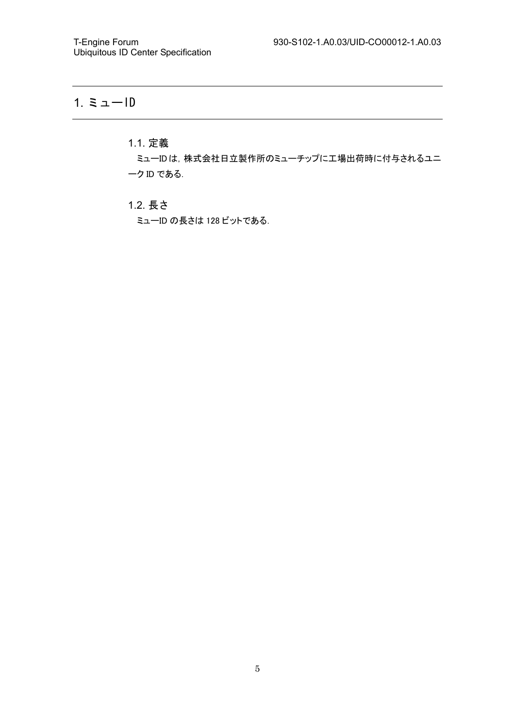# 1. ミューID

## 1.1. 定義

ミューIDは，株式会社日立製作所のミューチップに工場出荷時に付与されるユニークIDである.

## 1.2. 長さ

ミューIDの長さは128ビットである.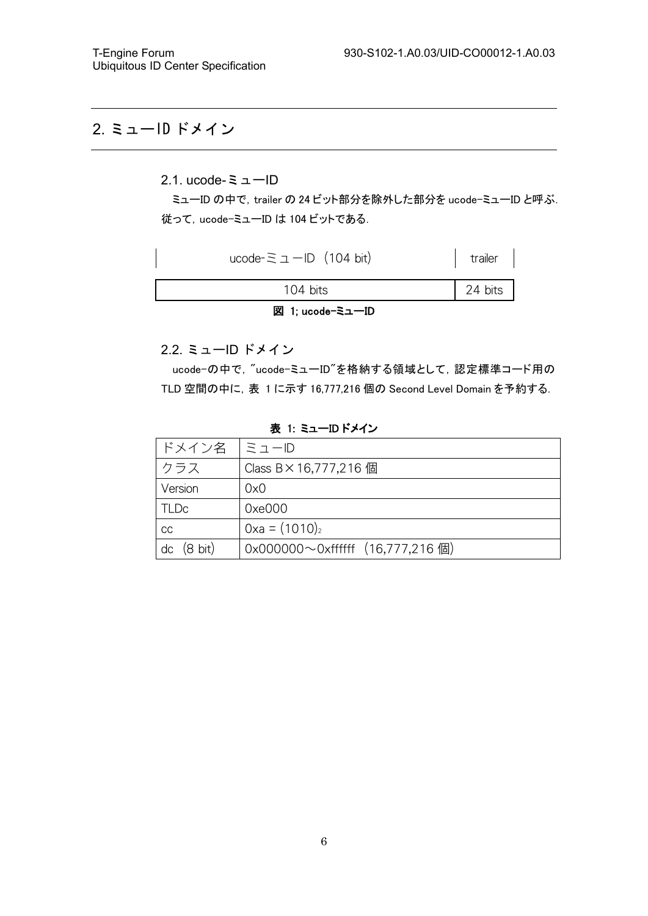# 2. ミューID ドメイン

## 2.1. ucode-ミューID

ミューID の中で，trailer の 24 ビット部分を除外した部分を ucode-ミューID と呼ぶ．従って，ucode-ミューID は 104 ビットである．

| ucode-ミューID（104 bit） | trailer |
|---|---|
| 104 bits | 24 bits |

図 1; ucode-ミューID

## 2.2. ミューID ドメイン

ucode-の中で，"ucode-ミューID"を格納する領域として，認定標準コード用の TLD 空間の中に，表 1 に示す 16,777,216 個の Second Level Domain を予約する．

表 1: ミューID ドメイン

| ドメイン名 | ミューID |
|---|---|
| クラス | Class B×16,777,216 個 |
| Version | 0x0 |
| TLDc | 0xe000 |
| cc | 0xa = $(1010)_2$ |
| dc（8 bit） | 0x000000～0xffffff（16,777,216 個） |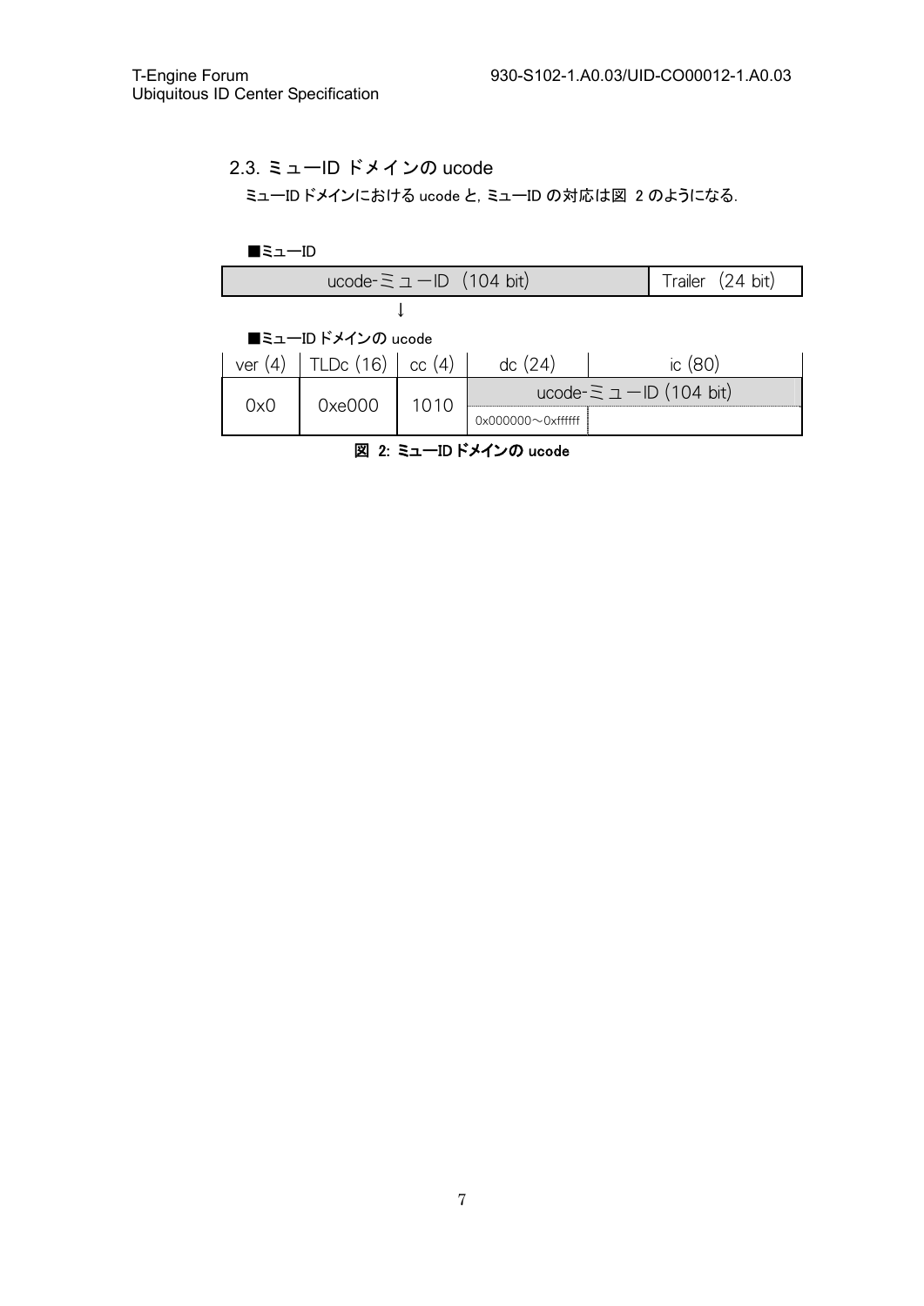## 2.3. ミューID ドメインの ucode

ミューID ドメインにおける ucode と，ミューID の対応は図 2 のようになる．

■ミューID

| ucode-ミューID（104 bit） | Trailer（24 bit） |
|---|---|

↓

■ミューID ドメインの ucode

| ver (4) | TLDc (16) | cc (4) | dc (24) | ic (80) |
|---|---|---|---|---|
| 0x0 | 0xe000 | 1010 | ucode-ミューID (104 bit) | |
| | | | 0x000000～0xffffff | |

図 2: ミューID ドメインの ucode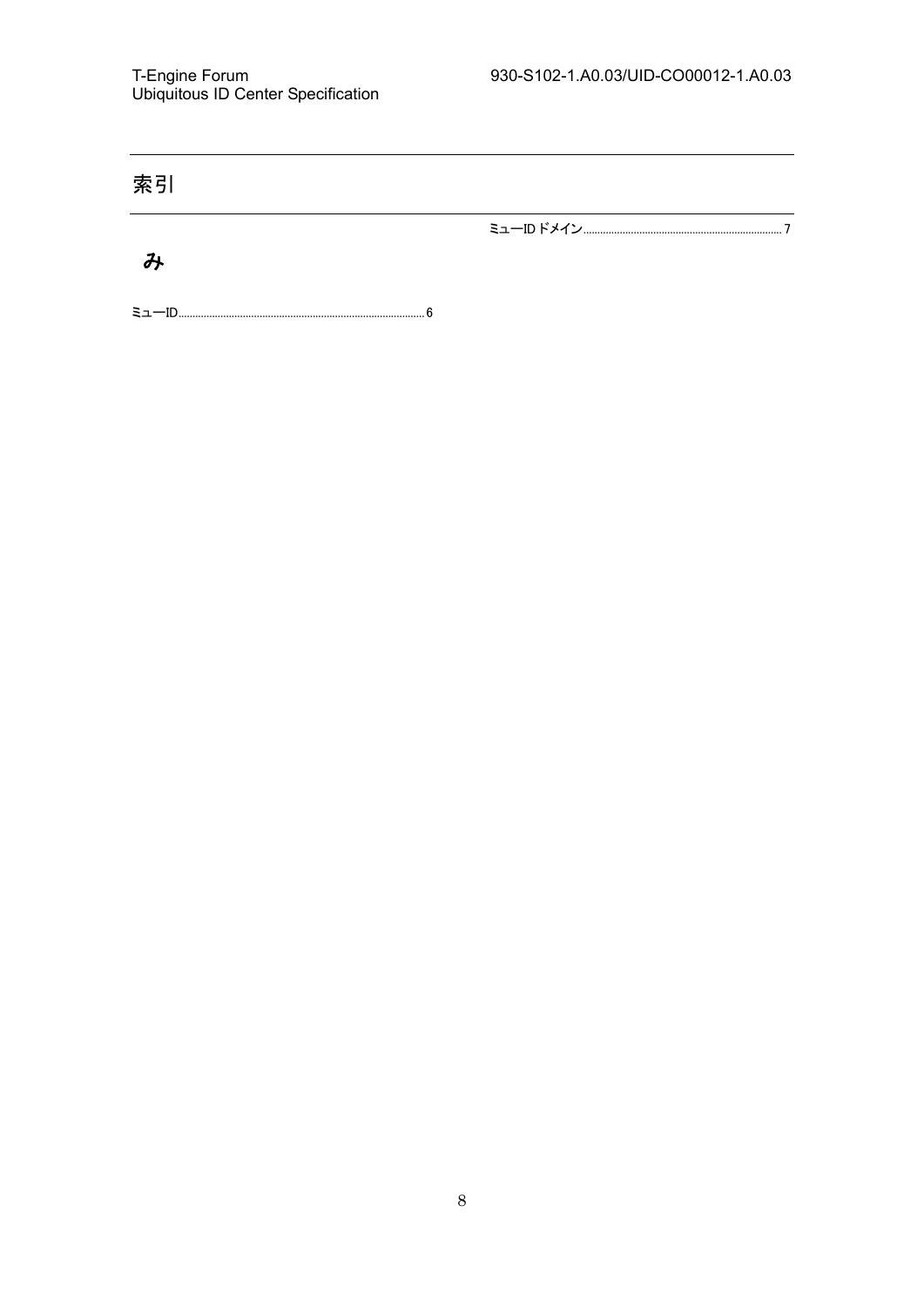# 索引

## み

ミューID........................................................................................ 6

ミューID ドメイン........................................................................ 7